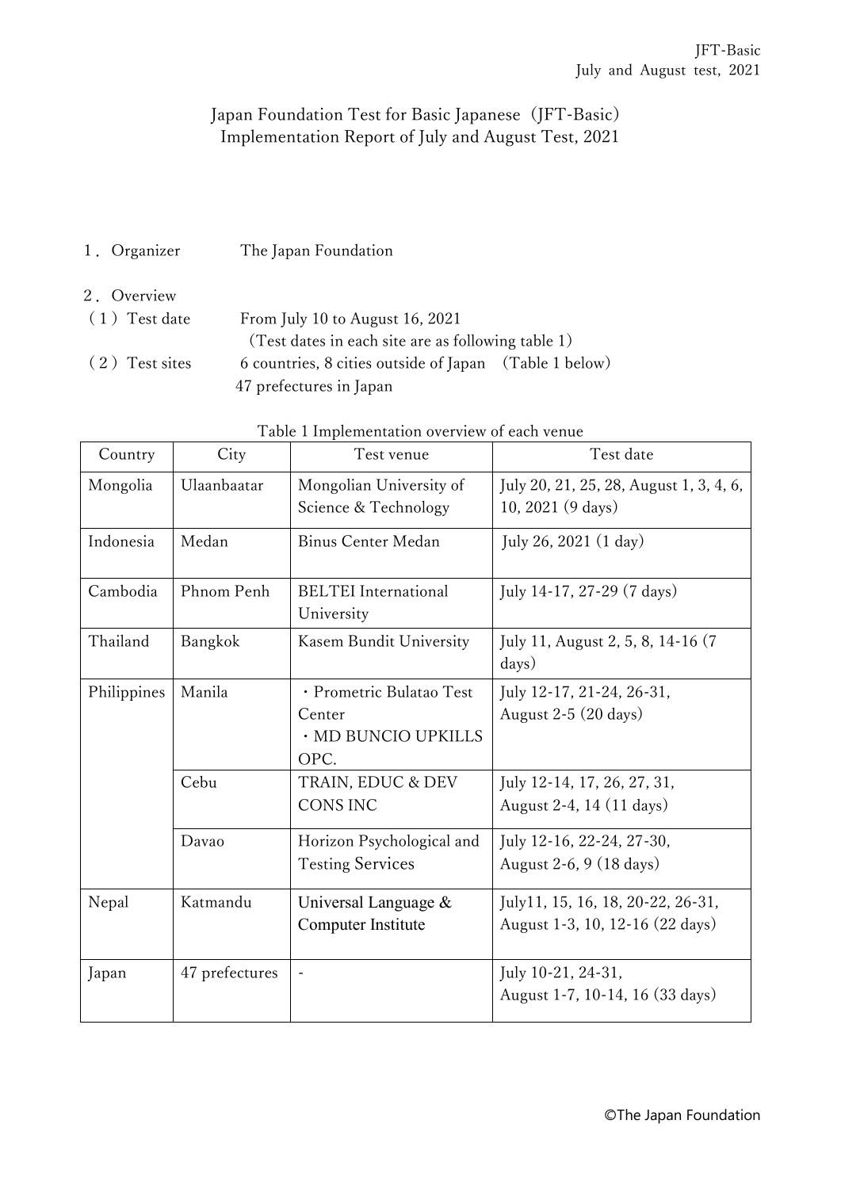JFT-Basic
July and August test, 2021

# Japan Foundation Test for Basic Japanese（JFT-Basic） Implementation Report of July and August Test, 2021

１．Organizer　　The Japan Foundation

２．Overview

（１）Test date　　From July 10 to August 16, 2021
（Test dates in each site are as following table 1）

（２）Test sites　　6 countries, 8 cities outside of Japan　（Table 1 below）
47 prefectures in Japan

Table 1 Implementation overview of each venue

| Country | City | Test venue | Test date |
|---|---|---|---|
| Mongolia | Ulaanbaatar | Mongolian University of Science & Technology | July 20, 21, 25, 28, August 1, 3, 4, 6, 10, 2021 (9 days) |
| Indonesia | Medan | Binus Center Medan | July 26, 2021 (1 day) |
| Cambodia | Phnom Penh | BELTEI International University | July 14-17, 27-29 (7 days) |
| Thailand | Bangkok | Kasem Bundit University | July 11, August 2, 5, 8, 14-16 (7 days) |
| Philippines | Manila | ・Prometric Bulatao Test Center<br>・MD BUNCIO UPKILLS OPC. | July 12-17, 21-24, 26-31, August 2-5 (20 days) |
| | Cebu | TRAIN, EDUC & DEV CONS INC | July 12-14, 17, 26, 27, 31, August 2-4, 14 (11 days) |
| | Davao | Horizon Psychological and Testing Services | July 12-16, 22-24, 27-30, August 2-6, 9 (18 days) |
| Nepal | Katmandu | Universal Language & Computer Institute | July11, 15, 16, 18, 20-22, 26-31, August 1-3, 10, 12-16 (22 days) |
| Japan | 47 prefectures | - | July 10-21, 24-31, August 1-7, 10-14, 16 (33 days) |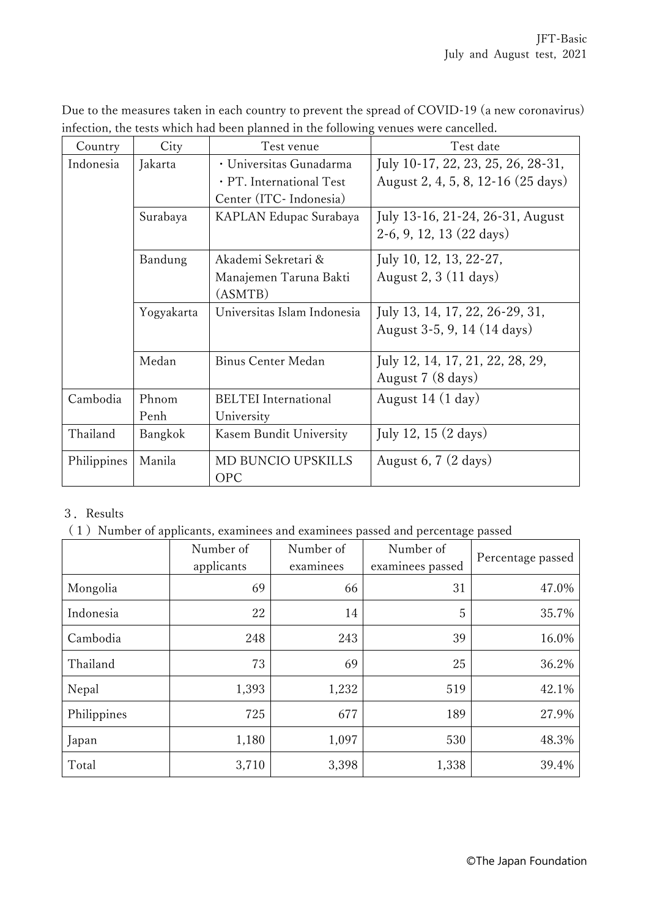Due to the measures taken in each country to prevent the spread of COVID-19 (a new coronavirus) infection, the tests which had been planned in the following venues were cancelled.

| Country | City | Test venue | Test date |
|---|---|---|---|
| Indonesia | Jakarta | ・Universitas Gunadarma<br>・PT. International Test Center (ITC- Indonesia) | July 10-17, 22, 23, 25, 26, 28-31, August 2, 4, 5, 8, 12-16 (25 days) |
| | Surabaya | KAPLAN Edupac Surabaya | July 13-16, 21-24, 26-31, August 2-6, 9, 12, 13 (22 days) |
| | Bandung | Akademi Sekretari & Manajemen Taruna Bakti (ASMTB) | July 10, 12, 13, 22-27, August 2, 3 (11 days) |
| | Yogyakarta | Universitas Islam Indonesia | July 13, 14, 17, 22, 26-29, 31, August 3-5, 9, 14 (14 days) |
| | Medan | Binus Center Medan | July 12, 14, 17, 21, 22, 28, 29, August 7 (8 days) |
| Cambodia | Phnom Penh | BELTEI International University | August 14 (1 day) |
| Thailand | Bangkok | Kasem Bundit University | July 12, 15 (2 days) |
| Philippines | Manila | MD BUNCIO UPSKILLS OPC | August 6, 7 (2 days) |

## 3．Results

### （1）Number of applicants, examinees and examinees passed and percentage passed

| | Number of applicants | Number of examinees | Number of examinees passed | Percentage passed |
|---|---|---|---|---|
| Mongolia | 69 | 66 | 31 | 47.0% |
| Indonesia | 22 | 14 | 5 | 35.7% |
| Cambodia | 248 | 243 | 39 | 16.0% |
| Thailand | 73 | 69 | 25 | 36.2% |
| Nepal | 1,393 | 1,232 | 519 | 42.1% |
| Philippines | 725 | 677 | 189 | 27.9% |
| Japan | 1,180 | 1,097 | 530 | 48.3% |
| Total | 3,710 | 3,398 | 1,338 | 39.4% |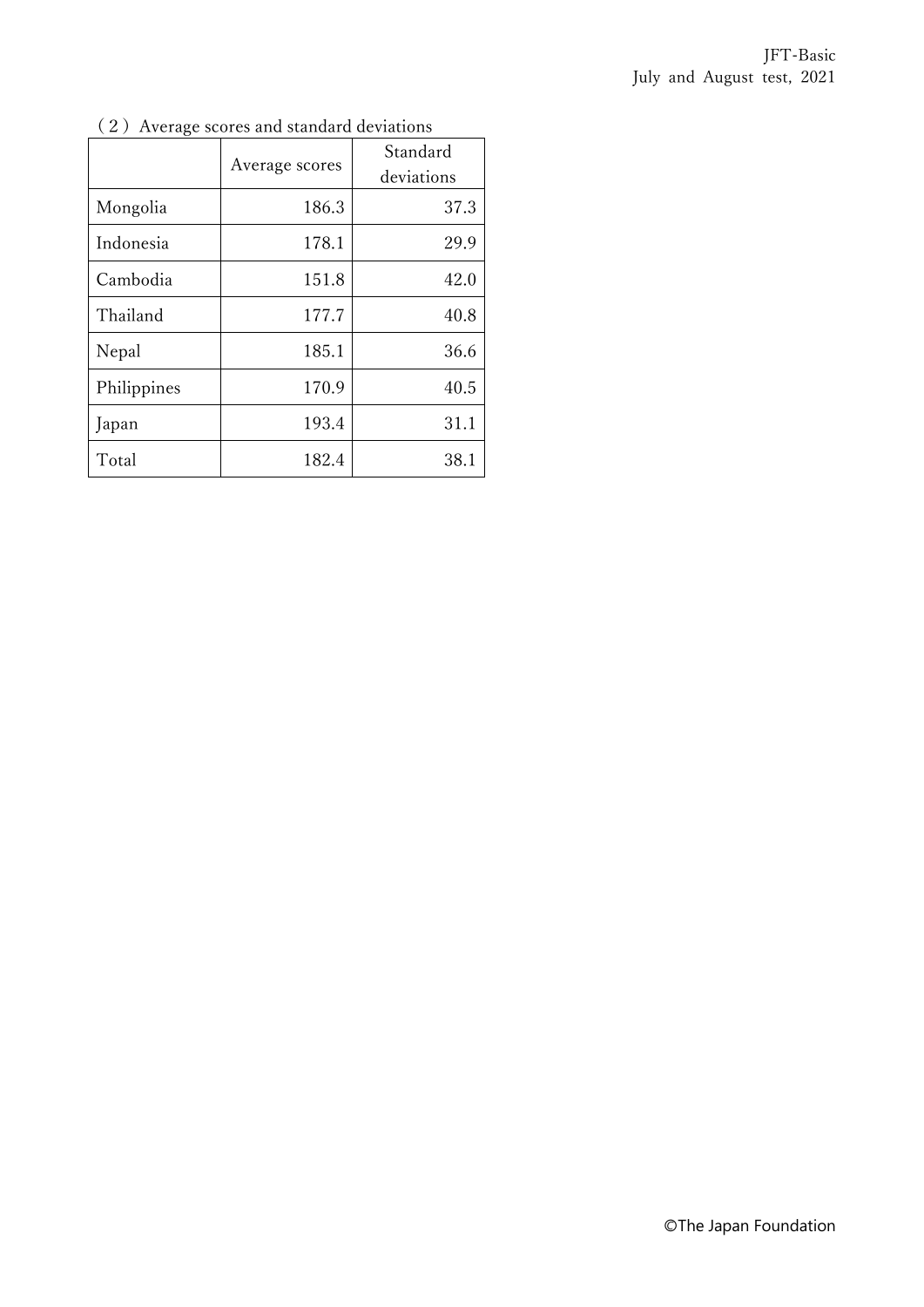（２）Average scores and standard deviations

| | Average scores | Standard deviations |
|---|---|---|
| Mongolia | 186.3 | 37.3 |
| Indonesia | 178.1 | 29.9 |
| Cambodia | 151.8 | 42.0 |
| Thailand | 177.7 | 40.8 |
| Nepal | 185.1 | 36.6 |
| Philippines | 170.9 | 40.5 |
| Japan | 193.4 | 31.1 |
| Total | 182.4 | 38.1 |